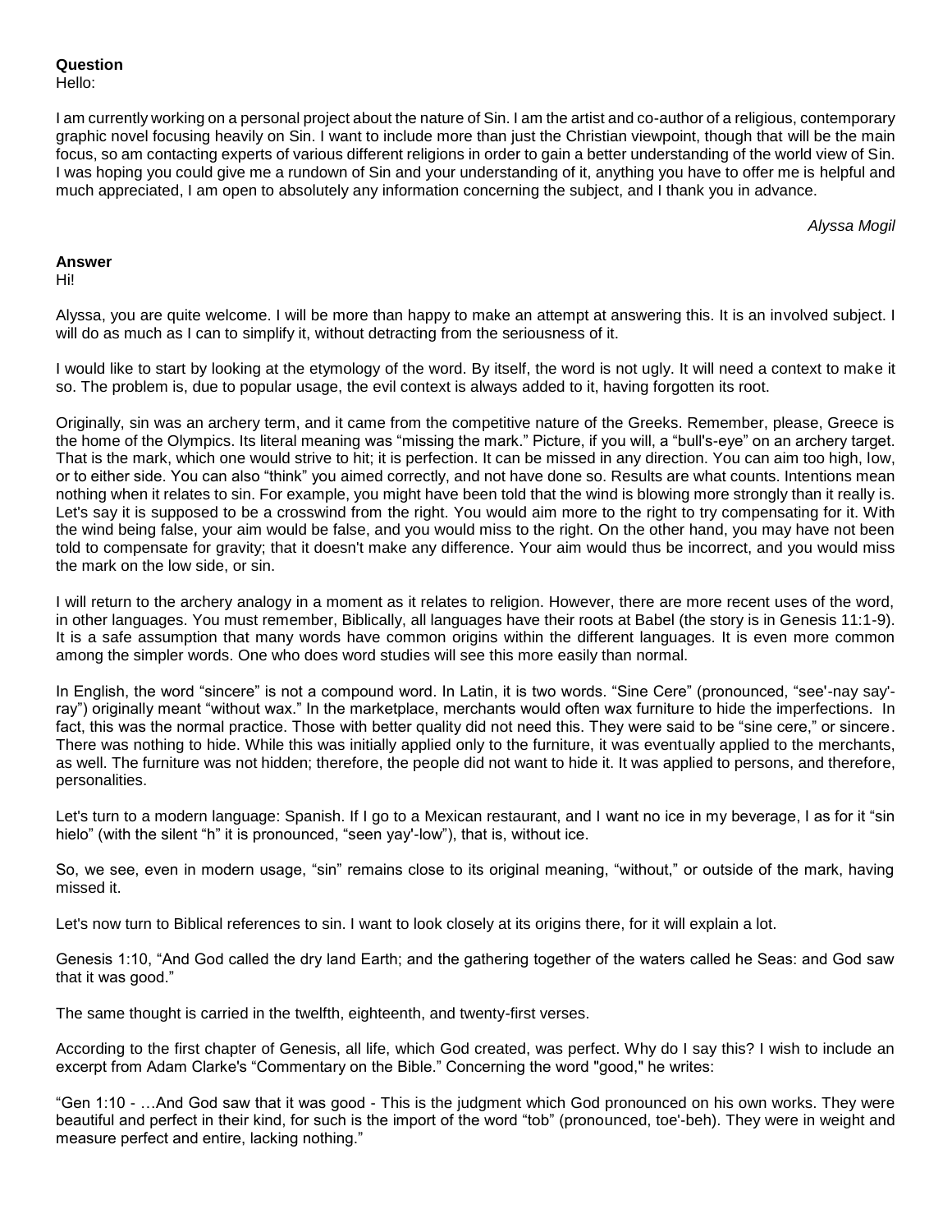**Question**

Hello:

I am currently working on a personal project about the nature of Sin. I am the artist and co-author of a religious, contemporary graphic novel focusing heavily on Sin. I want to include more than just the Christian viewpoint, though that will be the main focus, so am contacting experts of various different religions in order to gain a better understanding of the world view of Sin. I was hoping you could give me a rundown of Sin and your understanding of it, anything you have to offer me is helpful and much appreciated, I am open to absolutely any information concerning the subject, and I thank you in advance.

*Alyssa Mogil*

**Answer**

Hi!

Alyssa, you are quite welcome. I will be more than happy to make an attempt at answering this. It is an involved subject. I will do as much as I can to simplify it, without detracting from the seriousness of it.

I would like to start by looking at the etymology of the word. By itself, the word is not ugly. It will need a context to make it so. The problem is, due to popular usage, the evil context is always added to it, having forgotten its root.

Originally, sin was an archery term, and it came from the competitive nature of the Greeks. Remember, please, Greece is the home of the Olympics. Its literal meaning was "missing the mark." Picture, if you will, a "bull's-eye" on an archery target. That is the mark, which one would strive to hit; it is perfection. It can be missed in any direction. You can aim too high, low, or to either side. You can also "think" you aimed correctly, and not have done so. Results are what counts. Intentions mean nothing when it relates to sin. For example, you might have been told that the wind is blowing more strongly than it really is. Let's say it is supposed to be a crosswind from the right. You would aim more to the right to try compensating for it. With the wind being false, your aim would be false, and you would miss to the right. On the other hand, you may have not been told to compensate for gravity; that it doesn't make any difference. Your aim would thus be incorrect, and you would miss the mark on the low side, or sin.

I will return to the archery analogy in a moment as it relates to religion. However, there are more recent uses of the word, in other languages. You must remember, Biblically, all languages have their roots at Babel (the story is in Genesis 11:1-9). It is a safe assumption that many words have common origins within the different languages. It is even more common among the simpler words. One who does word studies will see this more easily than normal.

In English, the word "sincere" is not a compound word. In Latin, it is two words. "Sine Cere" (pronounced, "see'-nay say'-ray") originally meant "without wax." In the marketplace, merchants would often wax furniture to hide the imperfections. In fact, this was the normal practice. Those with better quality did not need this. They were said to be "sine cere," or sincere. There was nothing to hide. While this was initially applied only to the furniture, it was eventually applied to the merchants, as well. The furniture was not hidden; therefore, the people did not want to hide it. It was applied to persons, and therefore, personalities.

Let's turn to a modern language: Spanish. If I go to a Mexican restaurant, and I want no ice in my beverage, I as for it "sin hielo" (with the silent "h" it is pronounced, "seen yay'-low"), that is, without ice.

So, we see, even in modern usage, "sin" remains close to its original meaning, "without," or outside of the mark, having missed it.

Let's now turn to Biblical references to sin. I want to look closely at its origins there, for it will explain a lot.

Genesis 1:10, "And God called the dry land Earth; and the gathering together of the waters called he Seas: and God saw that it was good."

The same thought is carried in the twelfth, eighteenth, and twenty-first verses.

According to the first chapter of Genesis, all life, which God created, was perfect. Why do I say this? I wish to include an excerpt from Adam Clarke's "Commentary on the Bible." Concerning the word "good," he writes:

"Gen 1:10 - …And God saw that it was good - This is the judgment which God pronounced on his own works. They were beautiful and perfect in their kind, for such is the import of the word "tob" (pronounced, toe'-beh). They were in weight and measure perfect and entire, lacking nothing."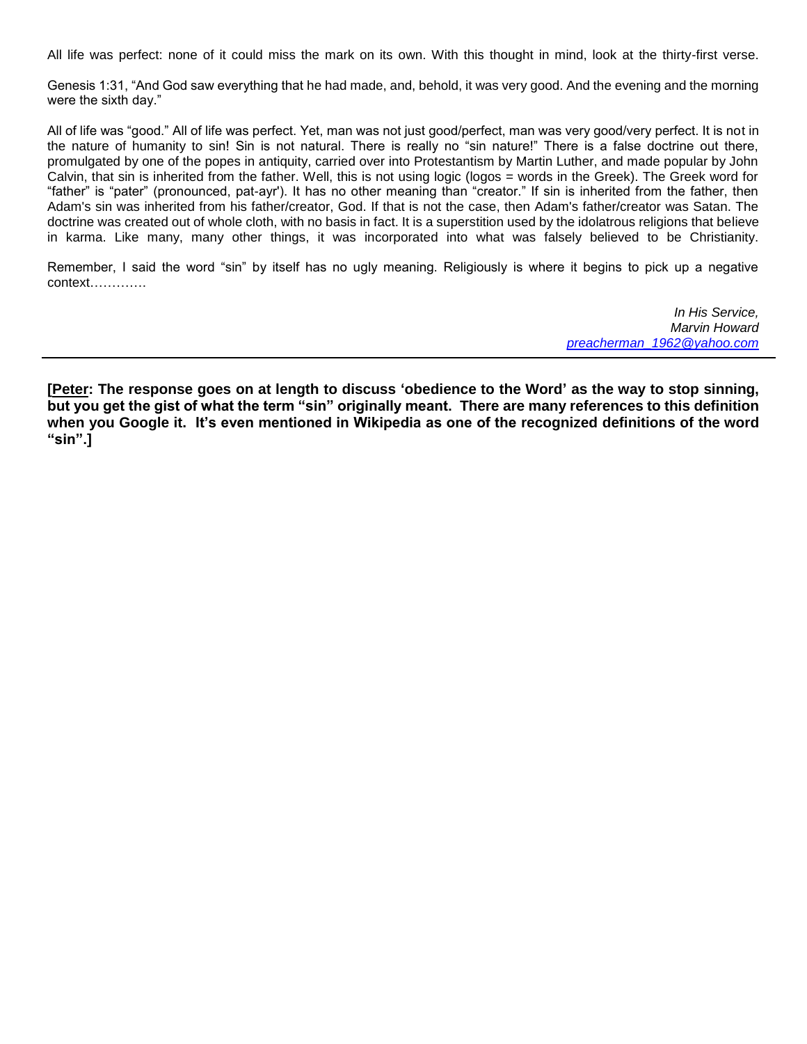All life was perfect: none of it could miss the mark on its own. With this thought in mind, look at the thirty-first verse.

Genesis 1:31, "And God saw everything that he had made, and, behold, it was very good. And the evening and the morning were the sixth day."

All of life was "good." All of life was perfect. Yet, man was not just good/perfect, man was very good/very perfect. It is not in the nature of humanity to sin! Sin is not natural. There is really no "sin nature!" There is a false doctrine out there, promulgated by one of the popes in antiquity, carried over into Protestantism by Martin Luther, and made popular by John Calvin, that sin is inherited from the father. Well, this is not using logic (logos = words in the Greek). The Greek word for "father" is "pater" (pronounced, pat-ayr'). It has no other meaning than "creator." If sin is inherited from the father, then Adam's sin was inherited from his father/creator, God. If that is not the case, then Adam's father/creator was Satan. The doctrine was created out of whole cloth, with no basis in fact. It is a superstition used by the idolatrous religions that believe in karma. Like many, many other things, it was incorporated into what was falsely believed to be Christianity.

Remember, I said the word "sin" by itself has no ugly meaning. Religiously is where it begins to pick up a negative context…………

*In His Service,*
*Marvin Howard*
*preacherman_1962@yahoo.com*

---

**[<u>Peter</u>: The response goes on at length to discuss 'obedience to the Word' as the way to stop sinning, but you get the gist of what the term "sin" originally meant. There are many references to this definition when you Google it. It's even mentioned in Wikipedia as one of the recognized definitions of the word "sin".]**